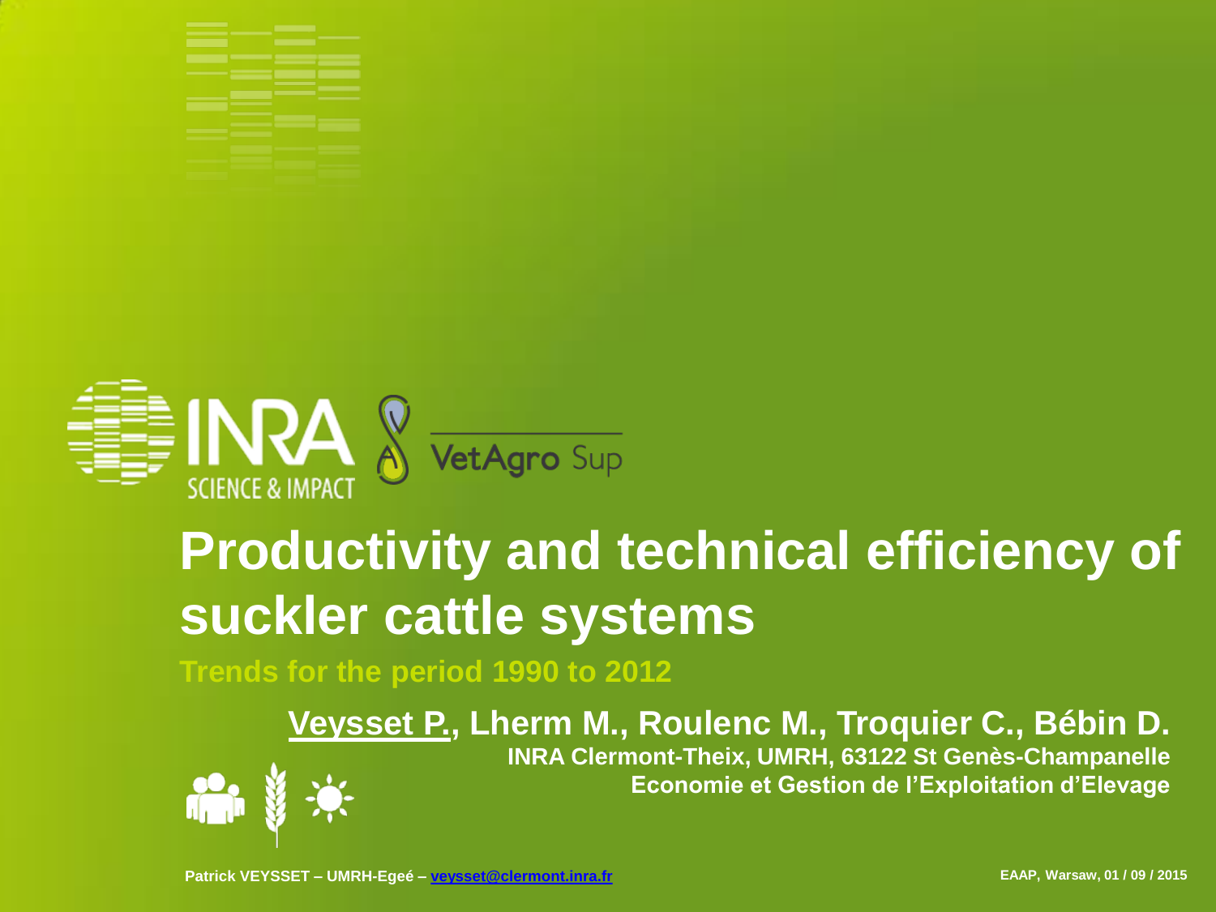# Productivity and technical efficiency of suckler cattle systems

## Trends for the period 1990 to 2012

**Veysset P., Lherm M., Roulenc M., Troquier C., Bébin D.**

**INRA Clermont-Theix, UMRH, 63122 St Genès-Champanelle**

**Economie et Gestion de l'Exploitation d'Elevage**

Patrick VEYSSET – UMRH-Egeé – veysset@clermont.inra.fr

EAAP, Warsaw, 01 / 09 / 2015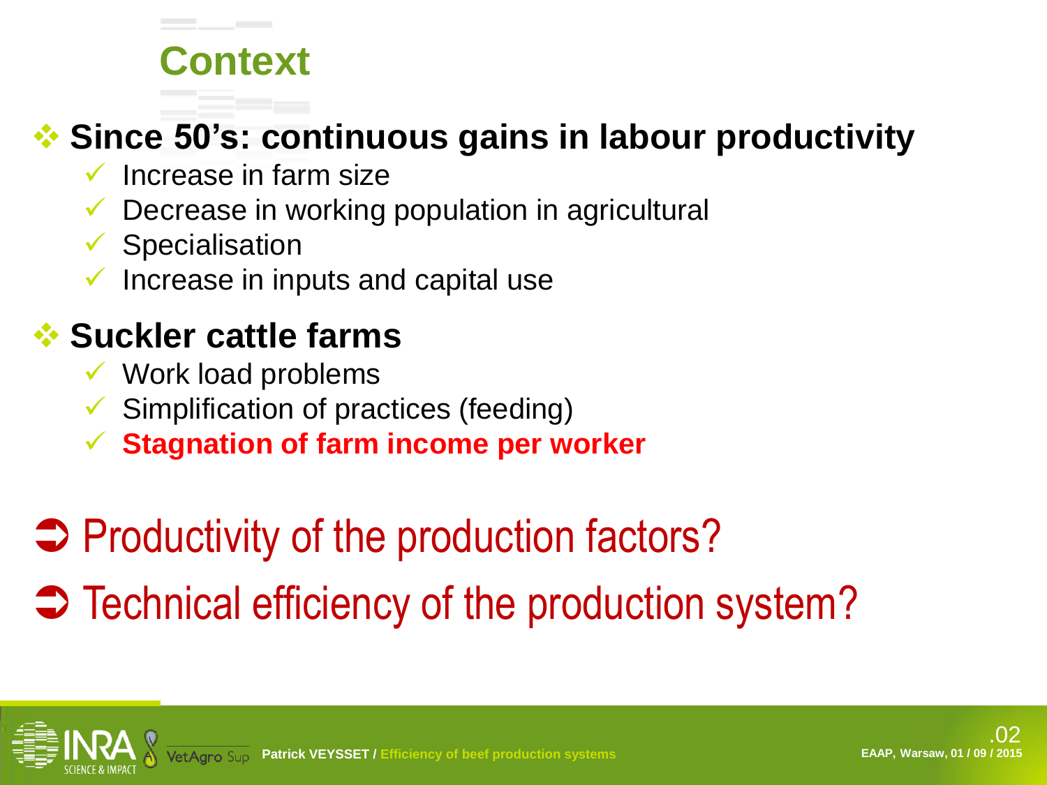# Context

## Since 50's: continuous gains in labour productivity

- Increase in farm size
- Decrease in working population in agricultural
- Specialisation
- Increase in inputs and capital use

## Suckler cattle farms

- Work load problems
- Simplification of practices (feeding)
- **Stagnation of farm income per worker**

➲ Productivity of the production factors?

➲ Technical efficiency of the production system?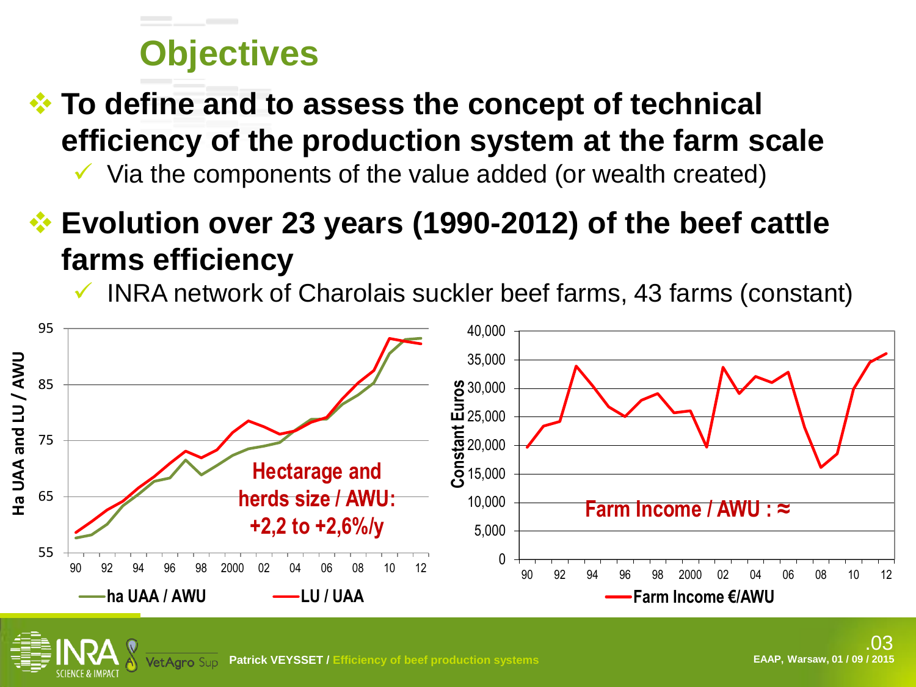# Objectives

- **To define and to assess the concept of technical efficiency of the production system at the farm scale**
  - Via the components of the value added (or wealth created)

- **Evolution over 23 years (1990-2012) of the beef cattle farms efficiency**
  - INRA network of Charolais suckler beef farms, 43 farms (constant)

Ha UAA and LU / AWU

Hectarage and herds size / AWU: +2,2 to +2,6%/y

ha UAA / AWU — LU / UAA

Constant Euros

Farm Income / AWU : ≈

Farm Income €/AWU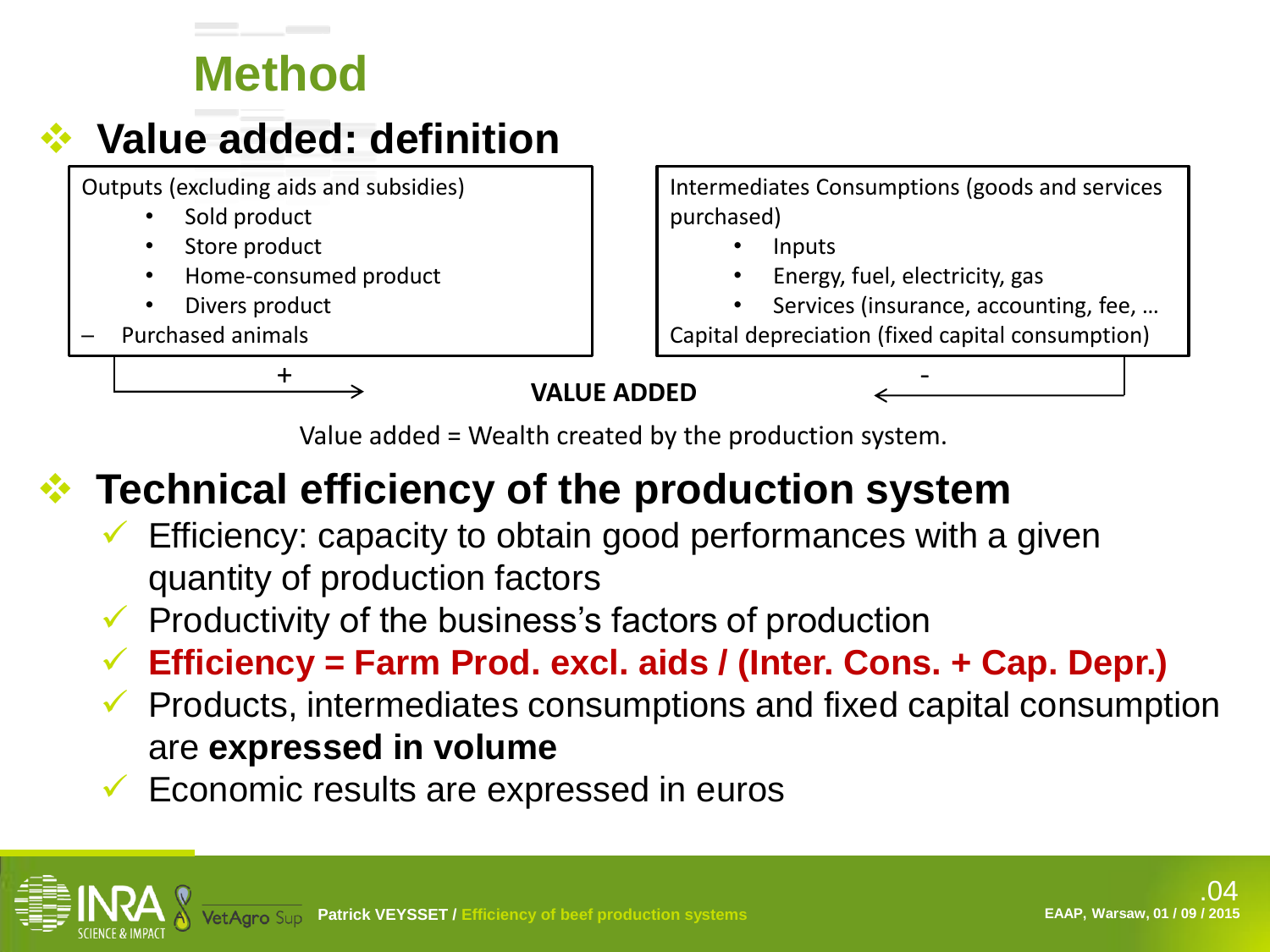# Method

## Value added: definition

Outputs (excluding aids and subsidies)
- Sold product
- Store product
- Home-consumed product
- Divers product

– Purchased animals

Intermediates Consumptions (goods and services purchased)
- Inputs
- Energy, fuel, electricity, gas
- Services (insurance, accounting, fee, …

Capital depreciation (fixed capital consumption)

\+ → **VALUE ADDED** ← -

Value added = Wealth created by the production system.

## Technical efficiency of the production system

- ✓ Efficiency: capacity to obtain good performances with a given quantity of production factors
- ✓ Productivity of the business's factors of production
- ✓ **Efficiency = Farm Prod. excl. aids / (Inter. Cons. + Cap. Depr.)**
- ✓ Products, intermediates consumptions and fixed capital consumption are **expressed in volume**
- ✓ Economic results are expressed in euros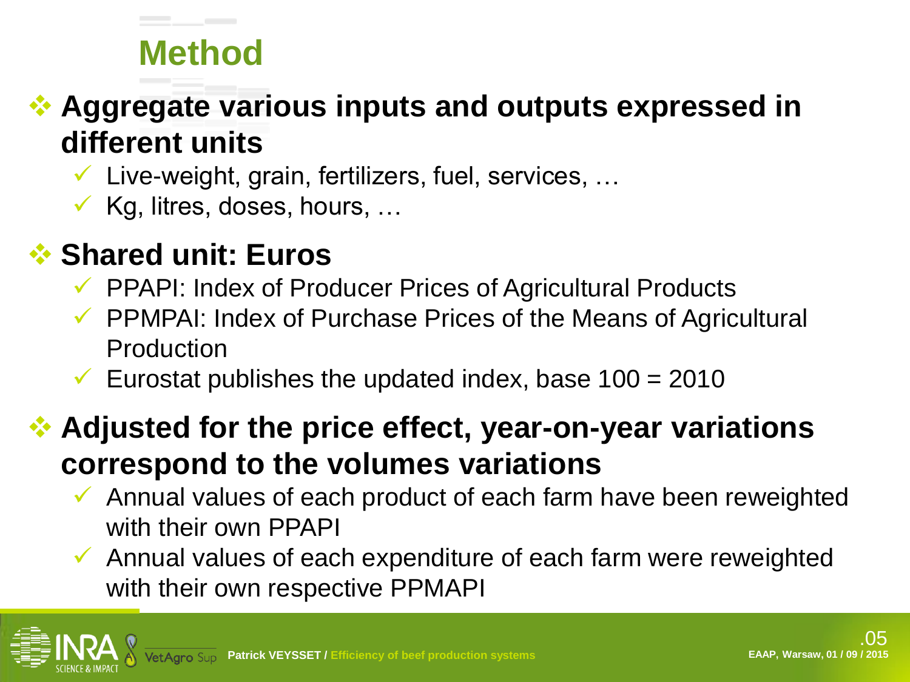# Method

- **Aggregate various inputs and outputs expressed in different units**
  - Live-weight, grain, fertilizers, fuel, services, …
  - Kg, litres, doses, hours, …
- **Shared unit: Euros**
  - PPAPI: Index of Producer Prices of Agricultural Products
  - PPMPAI: Index of Purchase Prices of the Means of Agricultural Production
  - Eurostat publishes the updated index, base 100 = 2010
- **Adjusted for the price effect, year-on-year variations correspond to the volumes variations**
  - Annual values of each product of each farm have been reweighted with their own PPAPI
  - Annual values of each expenditure of each farm were reweighted with their own respective PPMAPI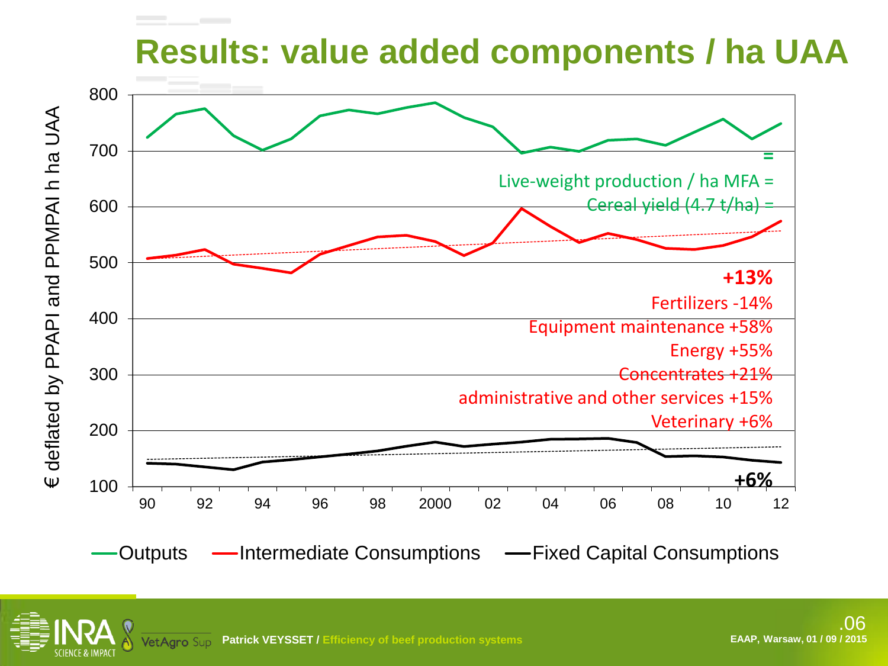# Results: value added components / ha UAA

€ deflated by PPAPI and PPMPAI h ha UAA

=

Live-weight production / ha MFA =

Cereal yield (4.7 t/ha) =

**+13%**

Fertilizers -14%

Equipment maintenance +58%

Energy +55%

Concentrates +21%

administrative and other services +15%

Veterinary +6%

**+6%**

Outputs — Intermediate Consumptions — Fixed Capital Consumptions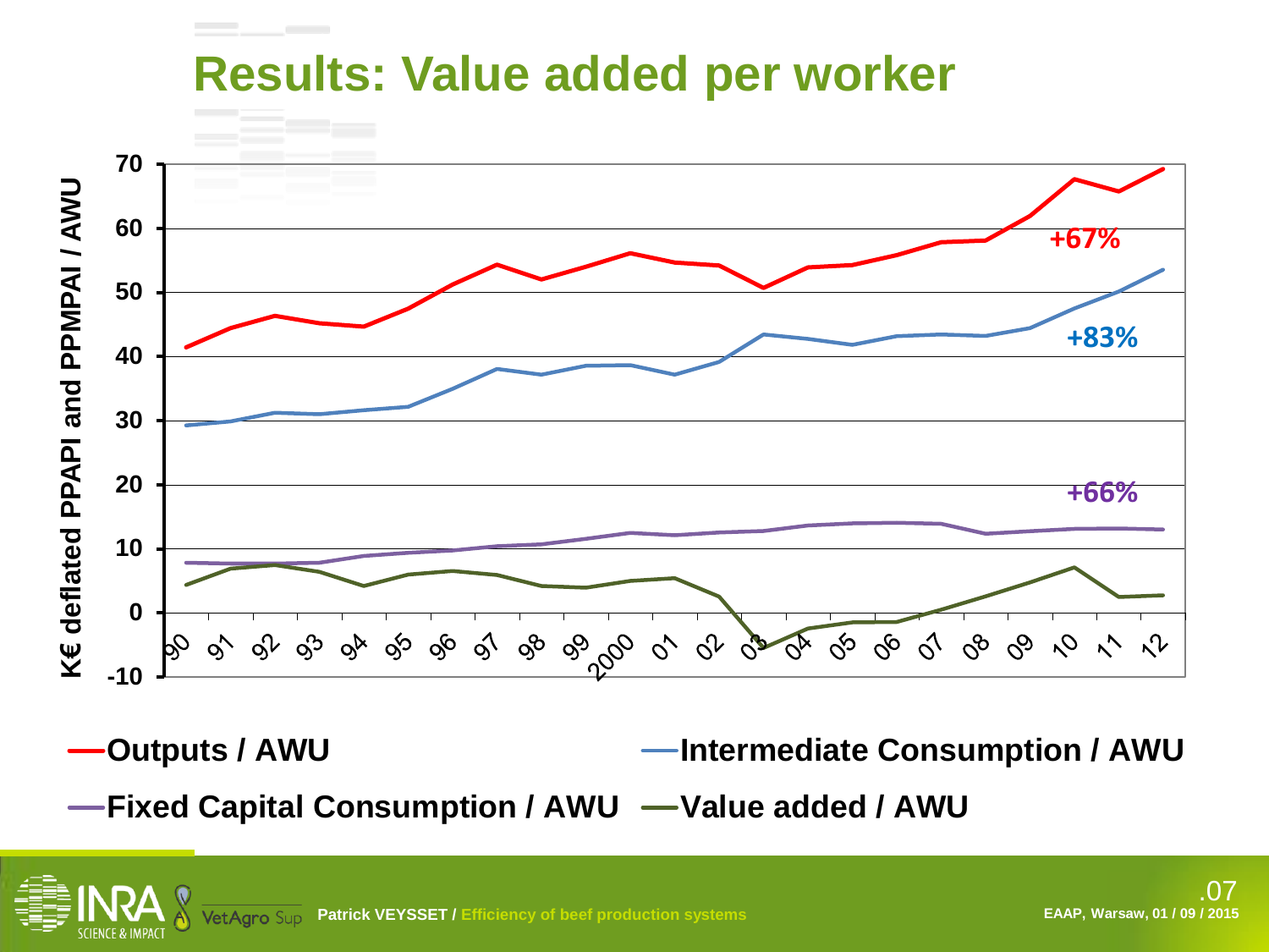# Results: Value added per worker

K€ deflated PPAPI and PPMPAI / AWU

+67%

+83%

+66%

Outputs / AWU

Intermediate Consumption / AWU

Fixed Capital Consumption / AWU

Value added / AWU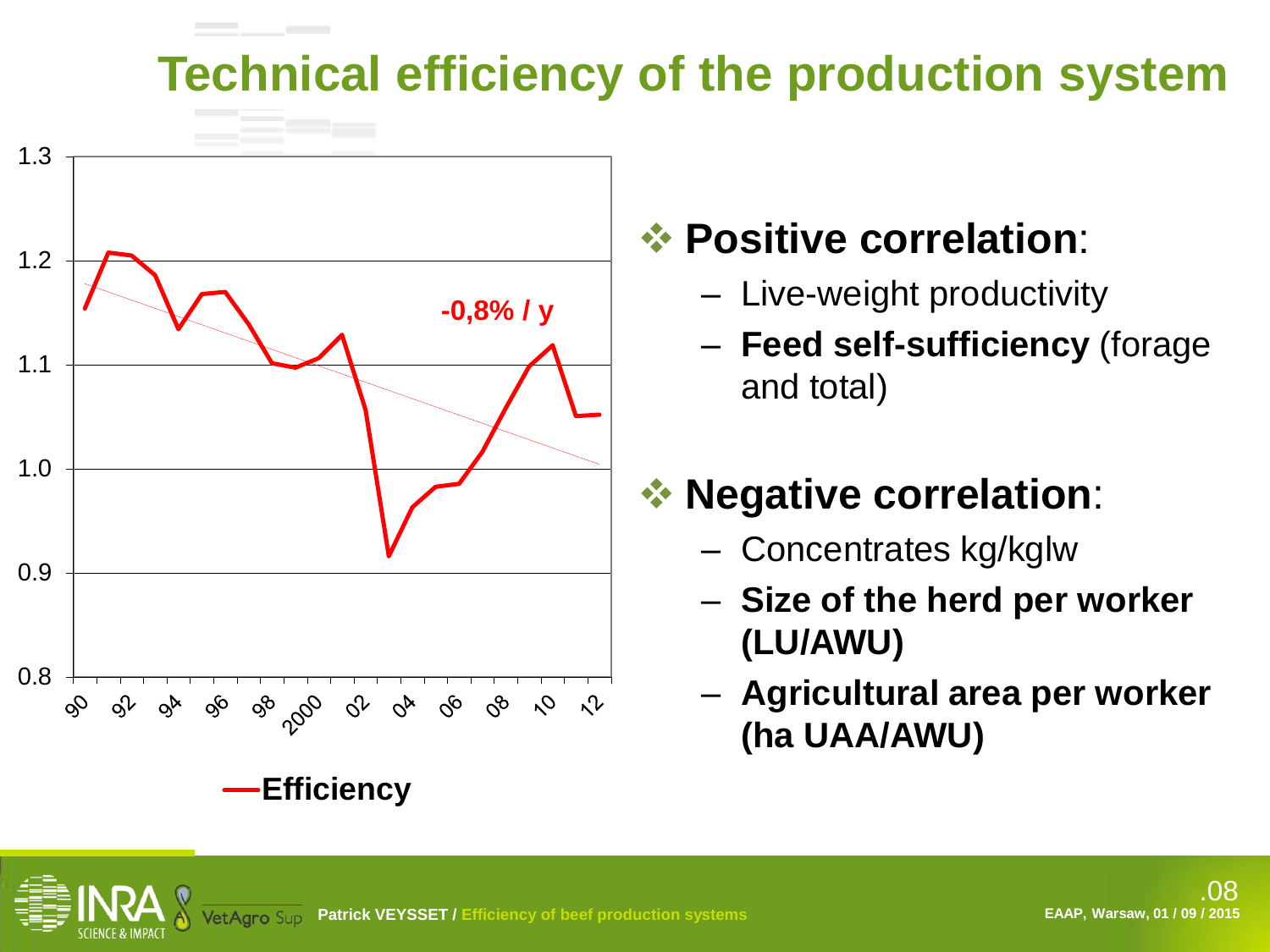# Technical efficiency of the production system

-0,8% / y

Efficiency

## ❖ Positive correlation:

- Live-weight productivity
- **Feed self-sufficiency** (forage and total)

## ❖ Negative correlation:

- Concentrates kg/kglw
- **Size of the herd per worker (LU/AWU)**
- **Agricultural area per worker (ha UAA/AWU)**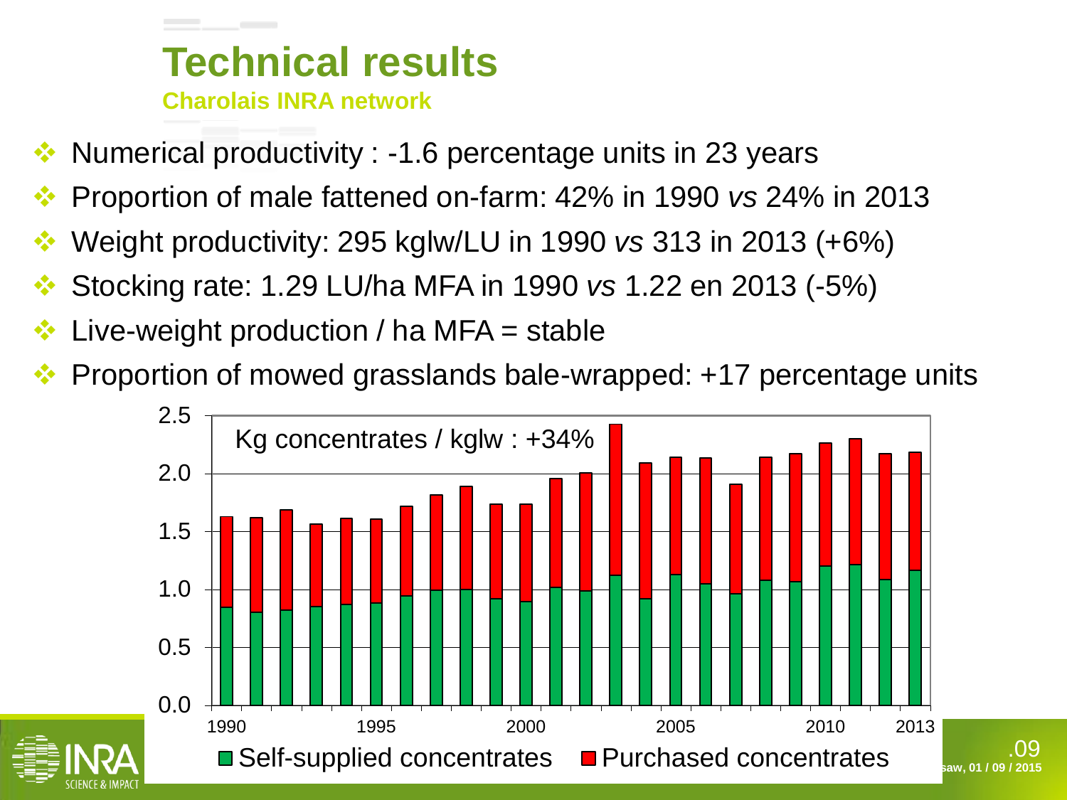# Technical results

**Charolais INRA network**

- Numerical productivity : -1.6 percentage units in 23 years
- Proportion of male fattened on-farm: 42% in 1990 *vs* 24% in 2013
- Weight productivity: 295 kglw/LU in 1990 *vs* 313 in 2013 (+6%)
- Stocking rate: 1.29 LU/ha MFA in 1990 *vs* 1.22 en 2013 (-5%)
- Live-weight production / ha MFA = stable
- Proportion of mowed grasslands bale-wrapped: +17 percentage units

Kg concentrates / kglw : +34%

Self-supplied concentrates | Purchased concentrates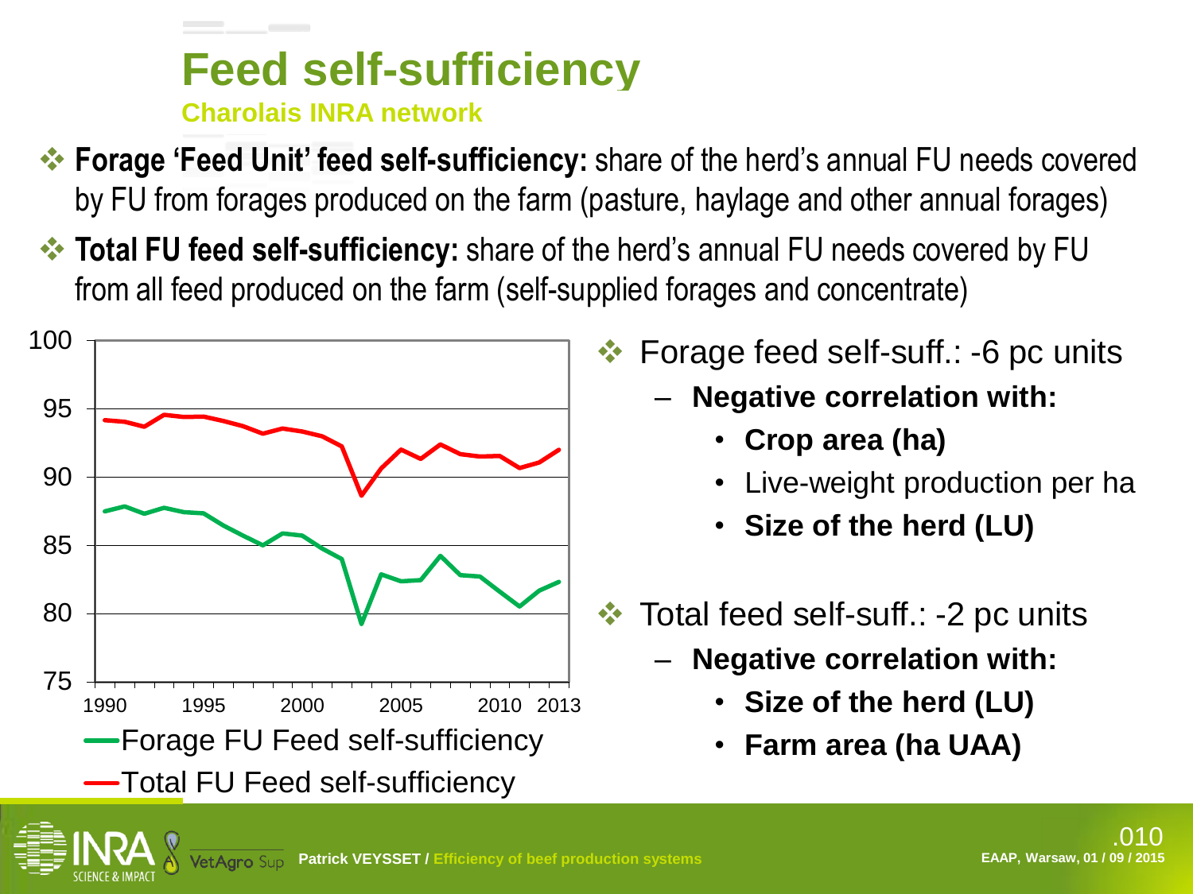# Feed self-sufficiency

### Charolais INRA network

- **Forage 'Feed Unit' feed self-sufficiency:** share of the herd's annual FU needs covered by FU from forages produced on the farm (pasture, haylage and other annual forages)
- **Total FU feed self-sufficiency:** share of the herd's annual FU needs covered by FU from all feed produced on the farm (self-supplied forages and concentrate)

- Forage feed self-suff.: -6 pc units
  - **Negative correlation with:**
    - **Crop area (ha)**
    - Live-weight production per ha
    - **Size of the herd (LU)**
- Total feed self-suff.: -2 pc units
  - **Negative correlation with:**
    - **Size of the herd (LU)**
    - **Farm area (ha UAA)**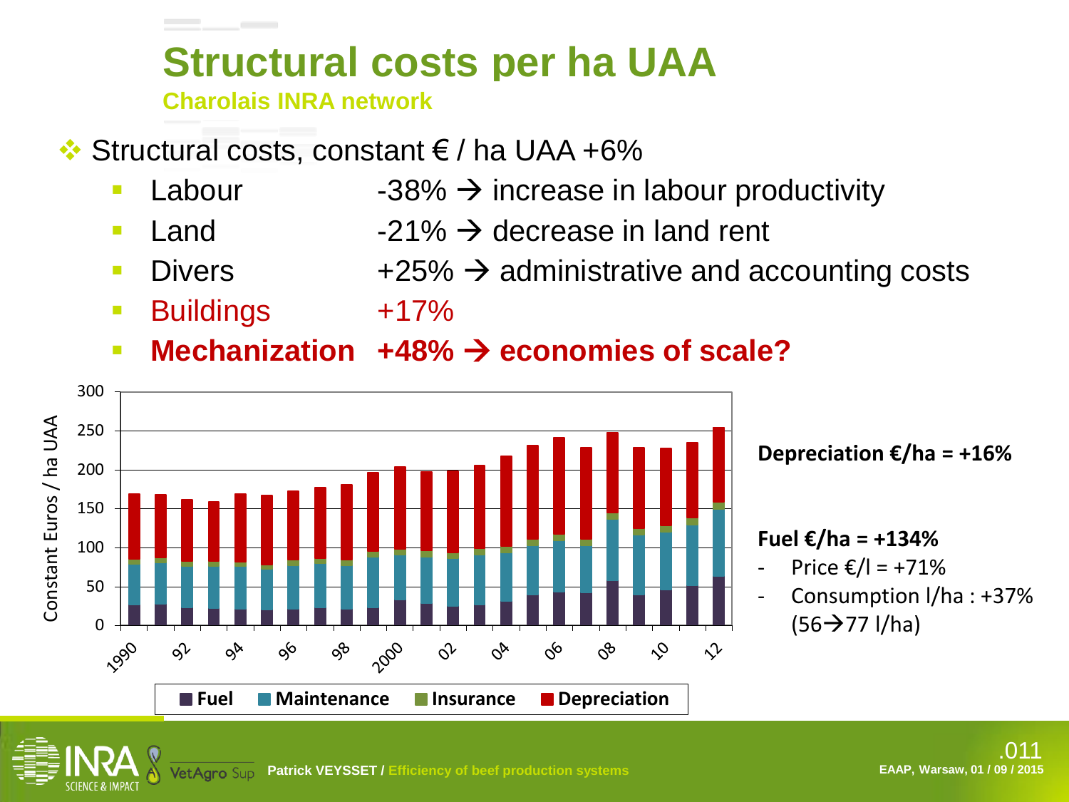# Structural costs per ha UAA

**Charolais INRA network**

- Structural costs, constant € / ha UAA +6%
  - Labour -38% → increase in labour productivity
  - Land -21% → decrease in land rent
  - Divers +25% → administrative and accounting costs
  - Buildings +17%
  - **Mechanization +48% → economies of scale?**

**Depreciation €/ha = +16%**

**Fuel €/ha = +134%**

- Price €/l = +71%
- Consumption l/ha : +37% (56→77 l/ha)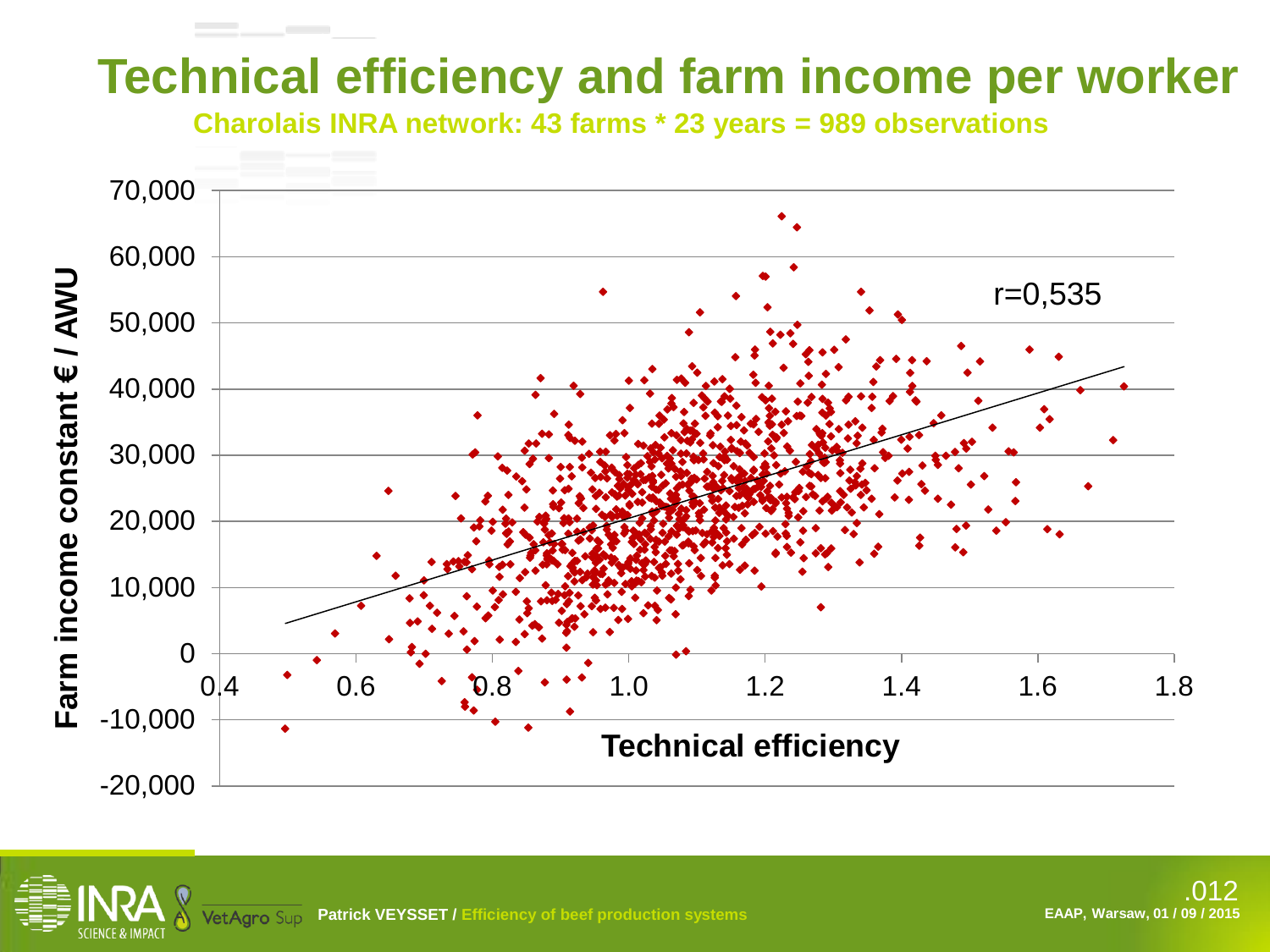# Technical efficiency and farm income per worker

**Charolais INRA network: 43 farms * 23 years = 989 observations**

Farm income constant € / AWU

r=0,535

Technical efficiency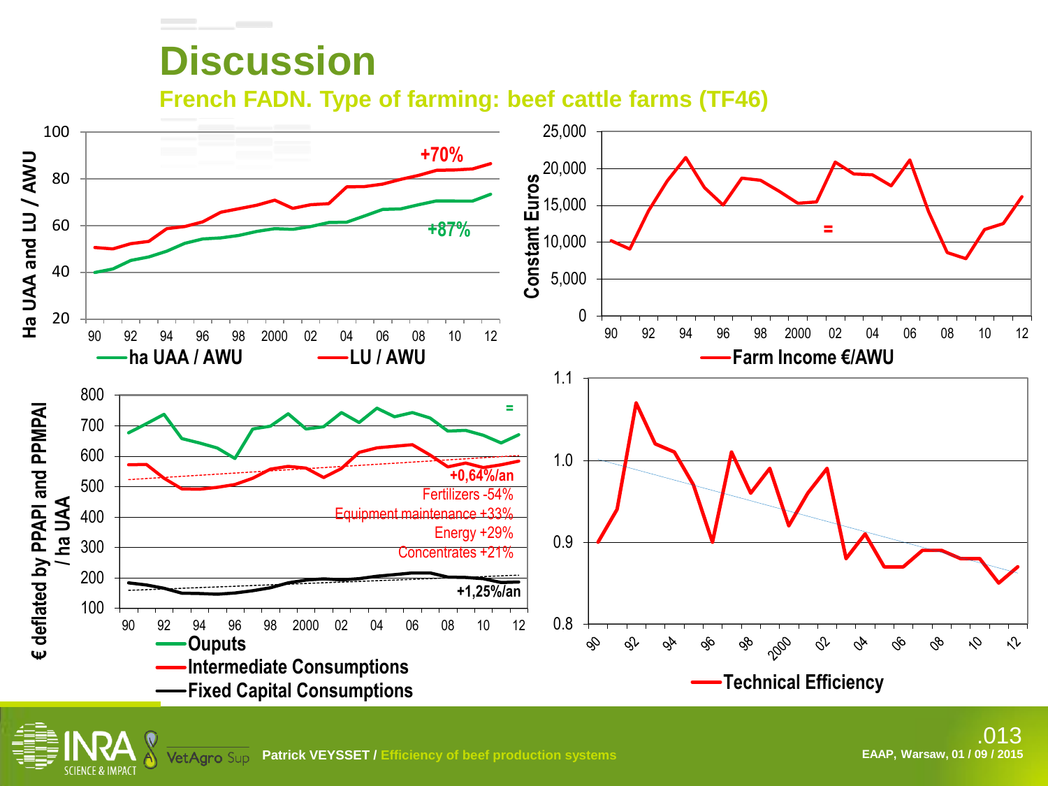# Discussion

## French FADN. Type of farming: beef cattle farms (TF46)

Ha UAA and LU / AWU

+70%

+87%

ha UAA / AWU — LU / AWU

Constant Euros

=

Farm Income €/AWU

€ deflated by PPAPI and PPMPAI / ha UAA

=

+0,64%/an

Fertilizers -54%

Equipment maintenance +33%

Energy +29%

Concentrates +21%

+1,25%/an

Ouputs

Intermediate Consumptions

Fixed Capital Consumptions

Technical Efficiency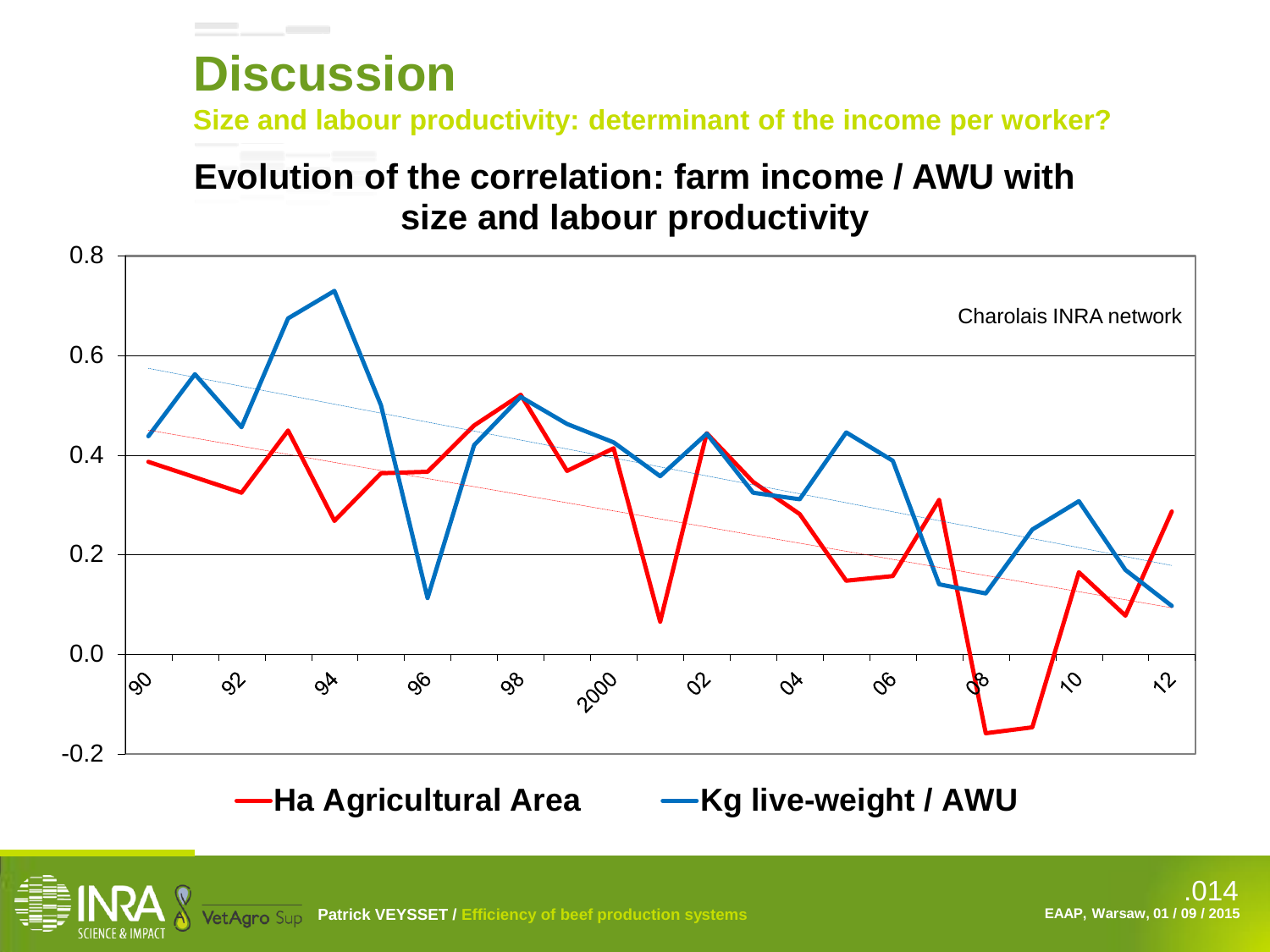# Discussion

## Size and labour productivity: determinant of the income per worker?

### Evolution of the correlation: farm income / AWU with size and labour productivity

Charolais INRA network

Y-axis: -0.2, 0.0, 0.2, 0.4, 0.6, 0.8

X-axis: 90, 92, 94, 96, 98, 2000, 02, 04, 06, 08, 10, 12

**Ha Agricultural Area** — **Kg live-weight / AWU**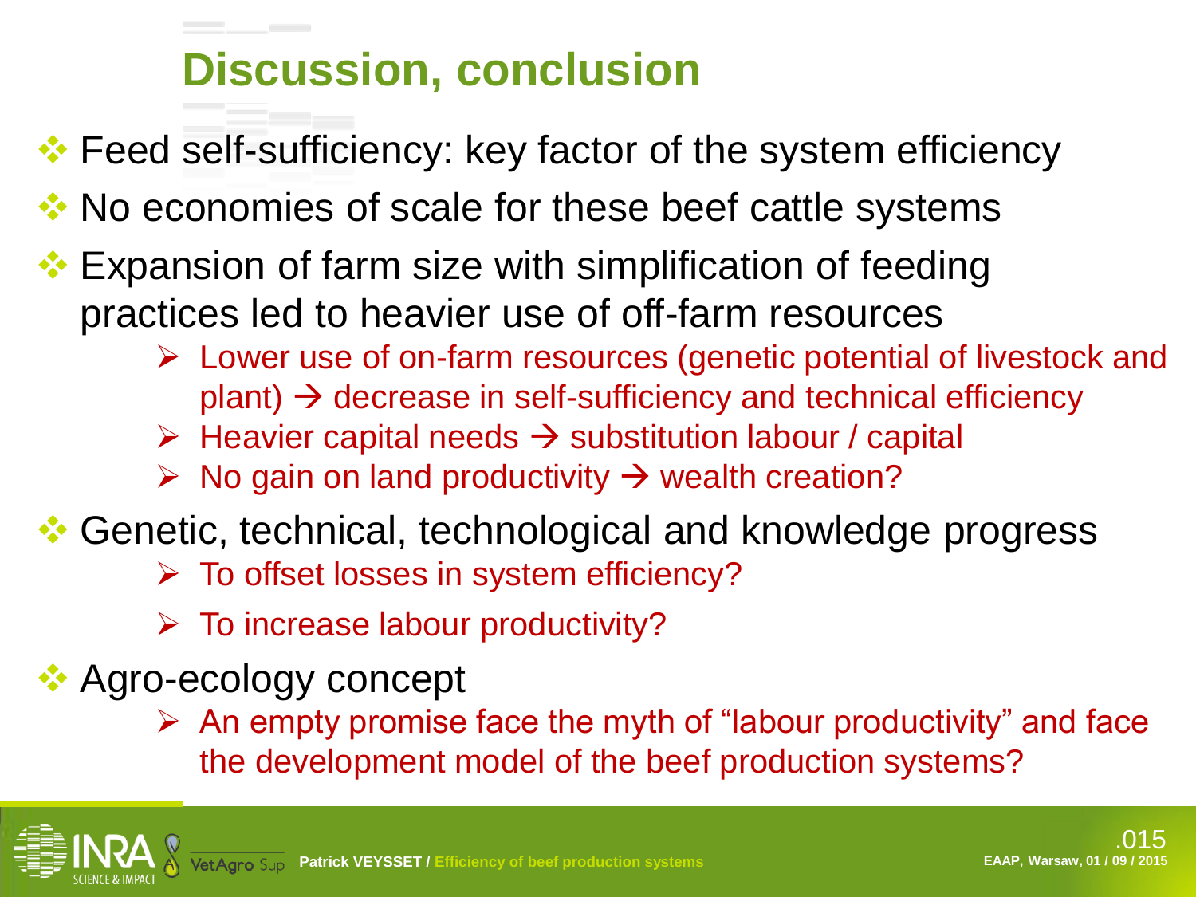# Discussion, conclusion

- Feed self-sufficiency: key factor of the system efficiency
- No economies of scale for these beef cattle systems
- Expansion of farm size with simplification of feeding practices led to heavier use of off-farm resources
  - Lower use of on-farm resources (genetic potential of livestock and plant) → decrease in self-sufficiency and technical efficiency
  - Heavier capital needs → substitution labour / capital
  - No gain on land productivity → wealth creation?
- Genetic, technical, technological and knowledge progress
  - To offset losses in system efficiency?
  - To increase labour productivity?
- Agro-ecology concept
  - An empty promise face the myth of "labour productivity" and face the development model of the beef production systems?